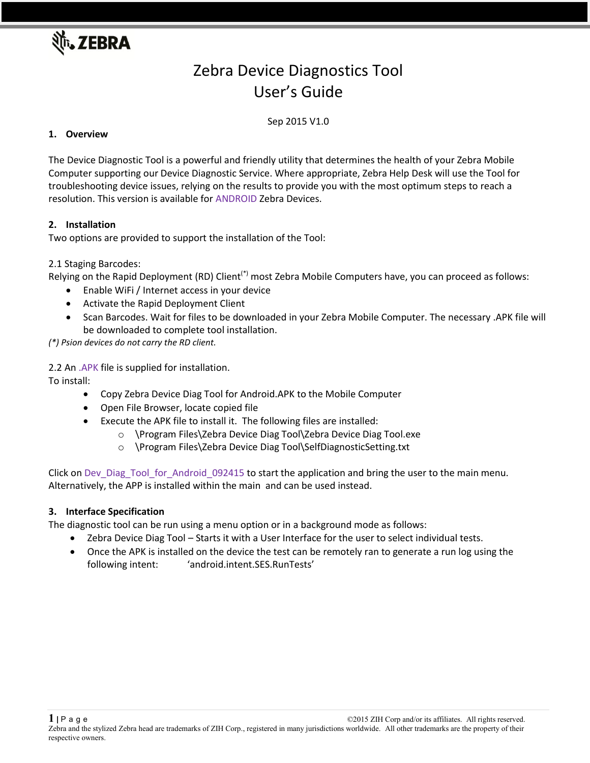ZEBRA

# Zebra Device Diagnostics Tool
# User's Guide

Sep 2015 V1.0

## 1. Overview

The Device Diagnostic Tool is a powerful and friendly utility that determines the health of your Zebra Mobile Computer supporting our Device Diagnostic Service. Where appropriate, Zebra Help Desk will use the Tool for troubleshooting device issues, relying on the results to provide you with the most optimum steps to reach a resolution. This version is available for ANDROID Zebra Devices.

## 2. Installation

Two options are provided to support the installation of the Tool:

2.1 Staging Barcodes:
Relying on the Rapid Deployment (RD) Client(*) most Zebra Mobile Computers have, you can proceed as follows:

- Enable WiFi / Internet access in your device
- Activate the Rapid Deployment Client
- Scan Barcodes. Wait for files to be downloaded in your Zebra Mobile Computer. The necessary .APK file will be downloaded to complete tool installation.

*(\*) Psion devices do not carry the RD client.*

2.2 An .APK file is supplied for installation.
To install:

- Copy Zebra Device Diag Tool for Android.APK to the Mobile Computer
- Open File Browser, locate copied file
- Execute the APK file to install it. The following files are installed:
  - \Program Files\Zebra Device Diag Tool\Zebra Device Diag Tool.exe
  - \Program Files\Zebra Device Diag Tool\SelfDiagnosticSetting.txt

Click on Dev_Diag_Tool_for_Android_092415 to start the application and bring the user to the main menu. Alternatively, the APP is installed within the main and can be used instead.

## 3. Interface Specification

The diagnostic tool can be run using a menu option or in a background mode as follows:

- Zebra Device Diag Tool – Starts it with a User Interface for the user to select individual tests.
- Once the APK is installed on the device the test can be remotely ran to generate a run log using the following intent: 'android.intent.SES.RunTests'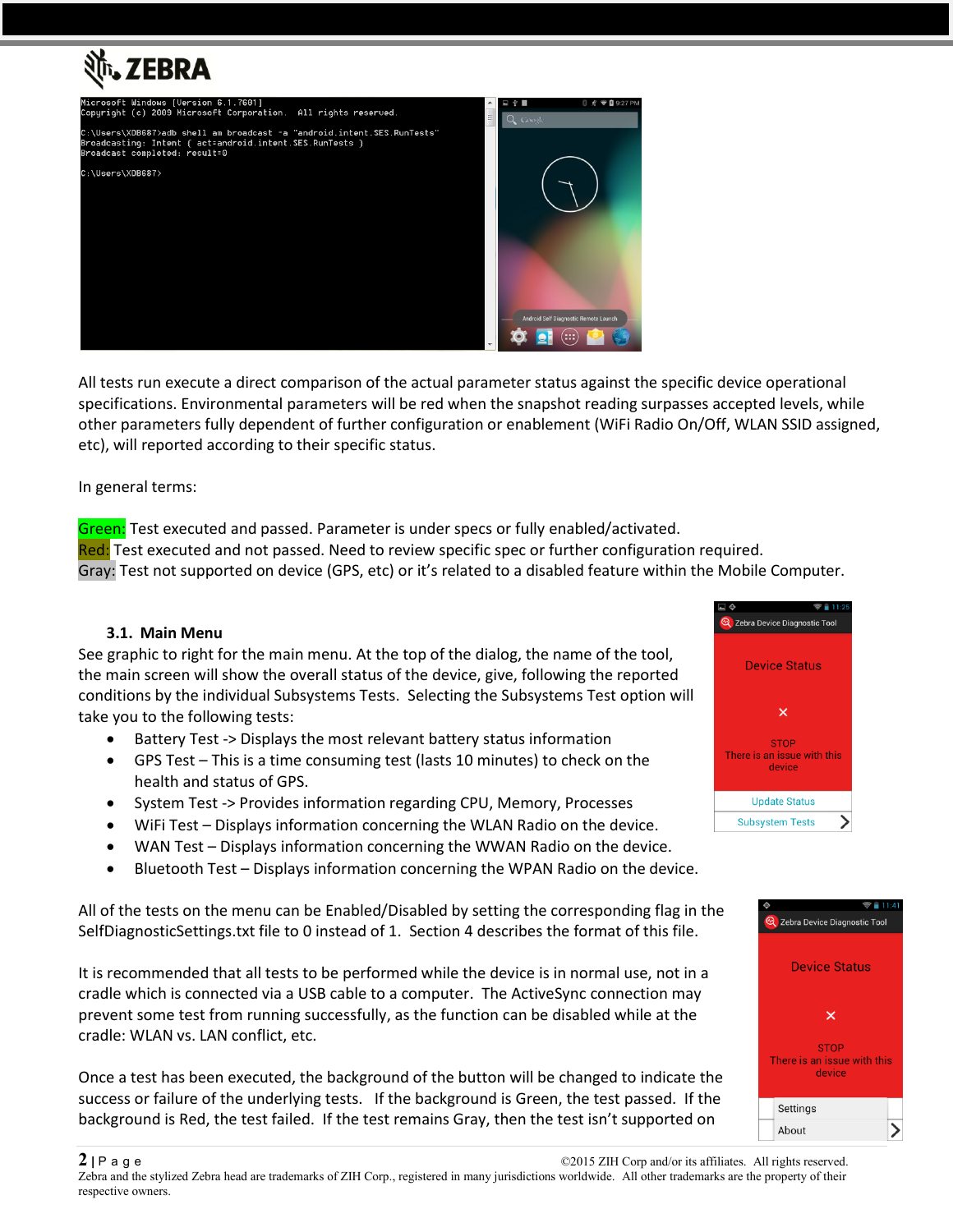All tests run execute a direct comparison of the actual parameter status against the specific device operational specifications. Environmental parameters will be red when the snapshot reading surpasses accepted levels, while other parameters fully dependent of further configuration or enablement (WiFi Radio On/Off, WLAN SSID assigned, etc), will reported according to their specific status.

In general terms:

Green: Test executed and passed. Parameter is under specs or fully enabled/activated.
Red: Test executed and not passed. Need to review specific spec or further configuration required.
Gray: Test not supported on device (GPS, etc) or it's related to a disabled feature within the Mobile Computer.

### 3.1. Main Menu

See graphic to right for the main menu. At the top of the dialog, the name of the tool, the main screen will show the overall status of the device, give, following the reported conditions by the individual Subsystems Tests. Selecting the Subsystems Test option will take you to the following tests:

- Battery Test -> Displays the most relevant battery status information
- GPS Test – This is a time consuming test (lasts 10 minutes) to check on the health and status of GPS.
- System Test -> Provides information regarding CPU, Memory, Processes
- WiFi Test – Displays information concerning the WLAN Radio on the device.
- WAN Test – Displays information concerning the WWAN Radio on the device.
- Bluetooth Test – Displays information concerning the WPAN Radio on the device.

All of the tests on the menu can be Enabled/Disabled by setting the corresponding flag in the SelfDiagnosticSettings.txt file to 0 instead of 1. Section 4 describes the format of this file.

It is recommended that all tests to be performed while the device is in normal use, not in a cradle which is connected via a USB cable to a computer. The ActiveSync connection may prevent some test from running successfully, as the function can be disabled while at the cradle: WLAN vs. LAN conflict, etc.

Once a test has been executed, the background of the button will be changed to indicate the success or failure of the underlying tests. If the background is Green, the test passed. If the background is Red, the test failed. If the test remains Gray, then the test isn't supported on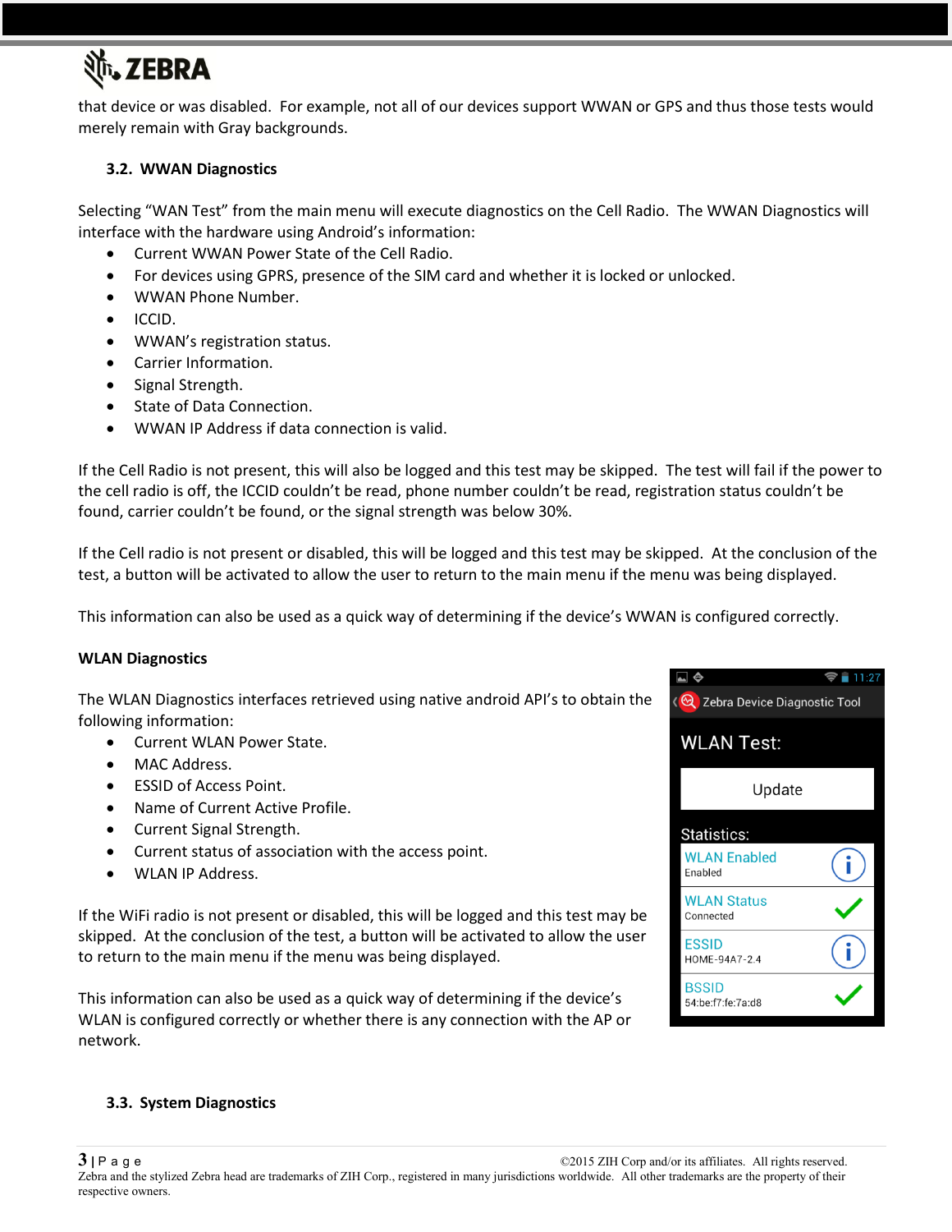that device or was disabled. For example, not all of our devices support WWAN or GPS and thus those tests would merely remain with Gray backgrounds.

### 3.2. WWAN Diagnostics

Selecting "WAN Test" from the main menu will execute diagnostics on the Cell Radio. The WWAN Diagnostics will interface with the hardware using Android's information:

- Current WWAN Power State of the Cell Radio.
- For devices using GPRS, presence of the SIM card and whether it is locked or unlocked.
- WWAN Phone Number.
- ICCID.
- WWAN's registration status.
- Carrier Information.
- Signal Strength.
- State of Data Connection.
- WWAN IP Address if data connection is valid.

If the Cell Radio is not present, this will also be logged and this test may be skipped. The test will fail if the power to the cell radio is off, the ICCID couldn't be read, phone number couldn't be read, registration status couldn't be found, carrier couldn't be found, or the signal strength was below 30%.

If the Cell radio is not present or disabled, this will be logged and this test may be skipped. At the conclusion of the test, a button will be activated to allow the user to return to the main menu if the menu was being displayed.

This information can also be used as a quick way of determining if the device's WWAN is configured correctly.

**WLAN Diagnostics**

The WLAN Diagnostics interfaces retrieved using native android API's to obtain the following information:

- Current WLAN Power State.
- MAC Address.
- ESSID of Access Point.
- Name of Current Active Profile.
- Current Signal Strength.
- Current status of association with the access point.
- WLAN IP Address.

If the WiFi radio is not present or disabled, this will be logged and this test may be skipped. At the conclusion of the test, a button will be activated to allow the user to return to the main menu if the menu was being displayed.

This information can also be used as a quick way of determining if the device's WLAN is configured correctly or whether there is any connection with the AP or network.

11:27
Zebra Device Diagnostic Tool
WLAN Test:
Update
Statistics:
WLAN Enabled
Enabled
WLAN Status
Connected
ESSID
HOME-94A7-2.4
BSSID
54:be:f7:fe:7a:d8

### 3.3. System Diagnostics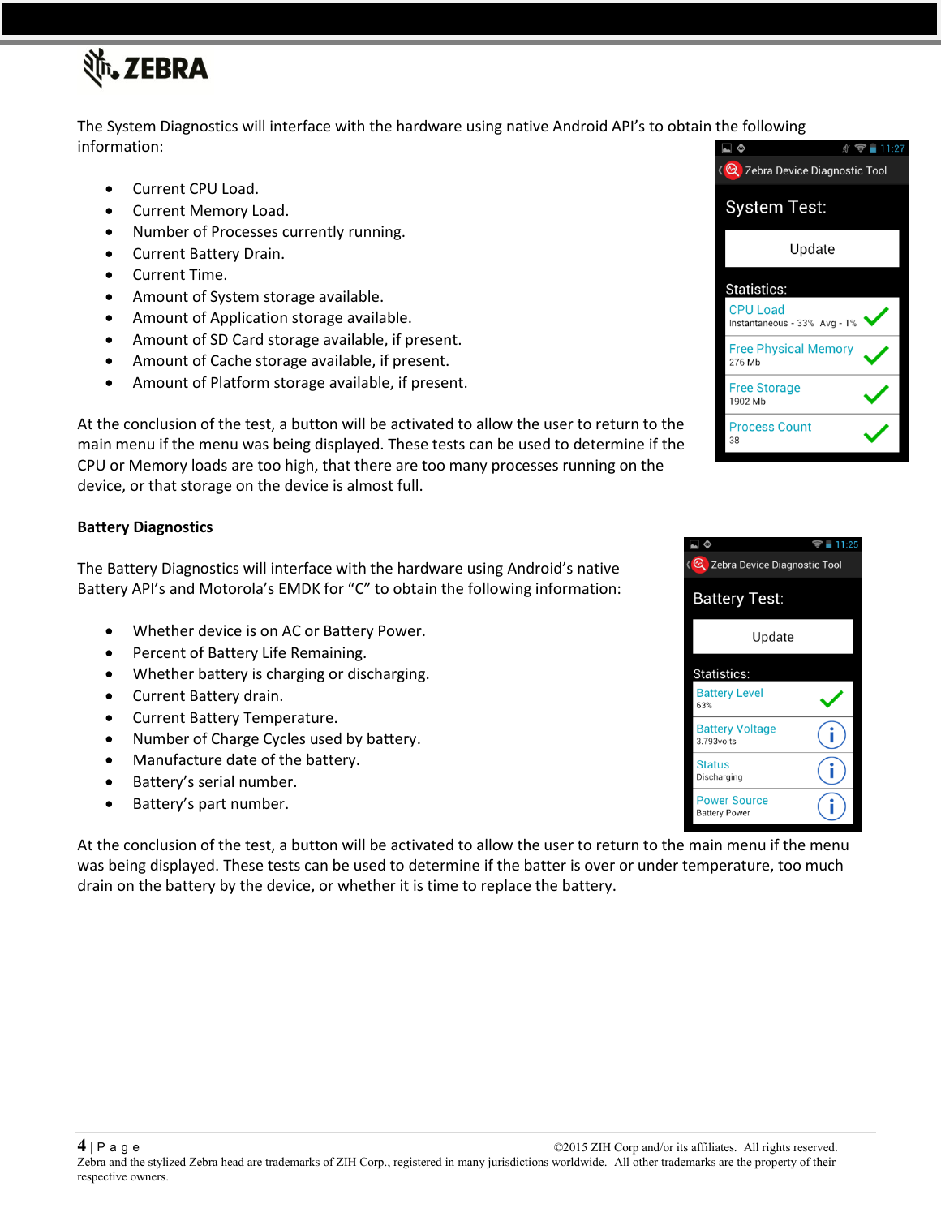The System Diagnostics will interface with the hardware using native Android API's to obtain the following information:

- Current CPU Load.
- Current Memory Load.
- Number of Processes currently running.
- Current Battery Drain.
- Current Time.
- Amount of System storage available.
- Amount of Application storage available.
- Amount of SD Card storage available, if present.
- Amount of Cache storage available, if present.
- Amount of Platform storage available, if present.

At the conclusion of the test, a button will be activated to allow the user to return to the main menu if the menu was being displayed. These tests can be used to determine if the CPU or Memory loads are too high, that there are too many processes running on the device, or that storage on the device is almost full.

**Battery Diagnostics**

The Battery Diagnostics will interface with the hardware using Android's native Battery API's and Motorola's EMDK for "C" to obtain the following information:

- Whether device is on AC or Battery Power.
- Percent of Battery Life Remaining.
- Whether battery is charging or discharging.
- Current Battery drain.
- Current Battery Temperature.
- Number of Charge Cycles used by battery.
- Manufacture date of the battery.
- Battery's serial number.
- Battery's part number.

At the conclusion of the test, a button will be activated to allow the user to return to the main menu if the menu was being displayed. These tests can be used to determine if the batter is over or under temperature, too much drain on the battery by the device, or whether it is time to replace the battery.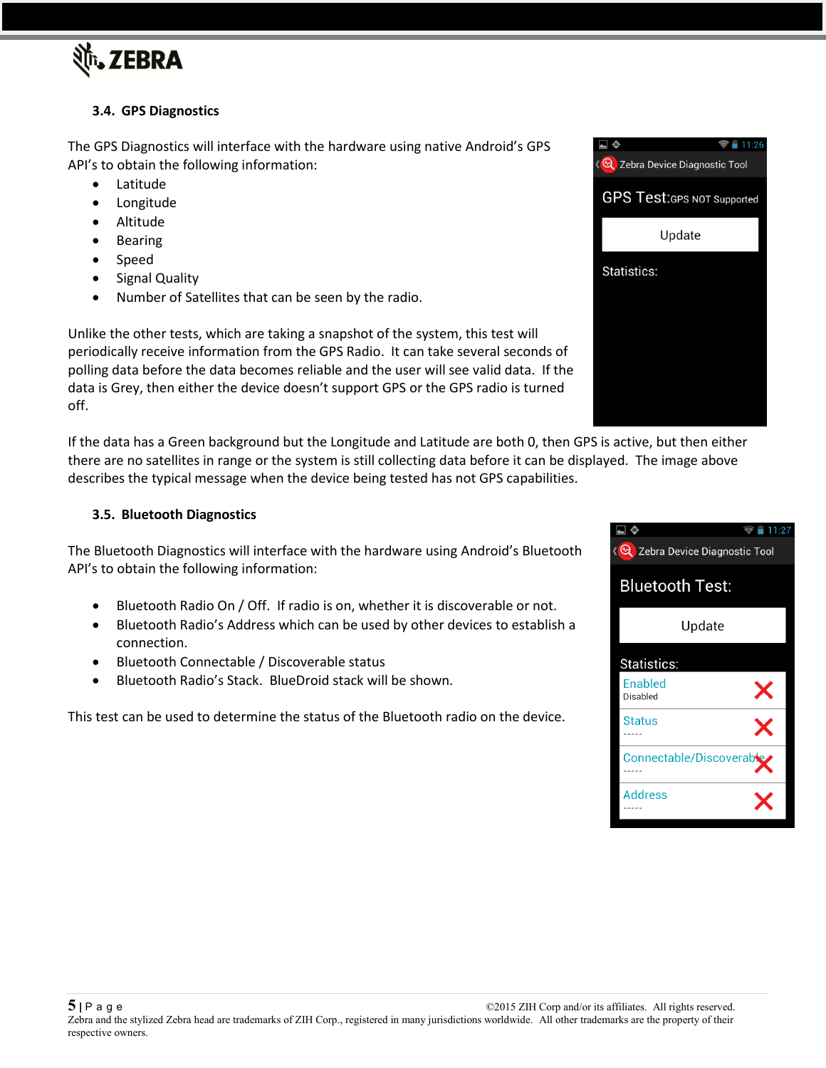### 3.4. GPS Diagnostics

The GPS Diagnostics will interface with the hardware using native Android's GPS API's to obtain the following information:

- Latitude
- Longitude
- Altitude
- Bearing
- Speed
- Signal Quality
- Number of Satellites that can be seen by the radio.

Unlike the other tests, which are taking a snapshot of the system, this test will periodically receive information from the GPS Radio. It can take several seconds of polling data before the data becomes reliable and the user will see valid data. If the data is Grey, then either the device doesn't support GPS or the GPS radio is turned off.

If the data has a Green background but the Longitude and Latitude are both 0, then GPS is active, but then either there are no satellites in range or the system is still collecting data before it can be displayed. The image above describes the typical message when the device being tested has not GPS capabilities.

### 3.5. Bluetooth Diagnostics

The Bluetooth Diagnostics will interface with the hardware using Android's Bluetooth API's to obtain the following information:

- Bluetooth Radio On / Off. If radio is on, whether it is discoverable or not.
- Bluetooth Radio's Address which can be used by other devices to establish a connection.
- Bluetooth Connectable / Discoverable status
- Bluetooth Radio's Stack. BlueDroid stack will be shown.

This test can be used to determine the status of the Bluetooth radio on the device.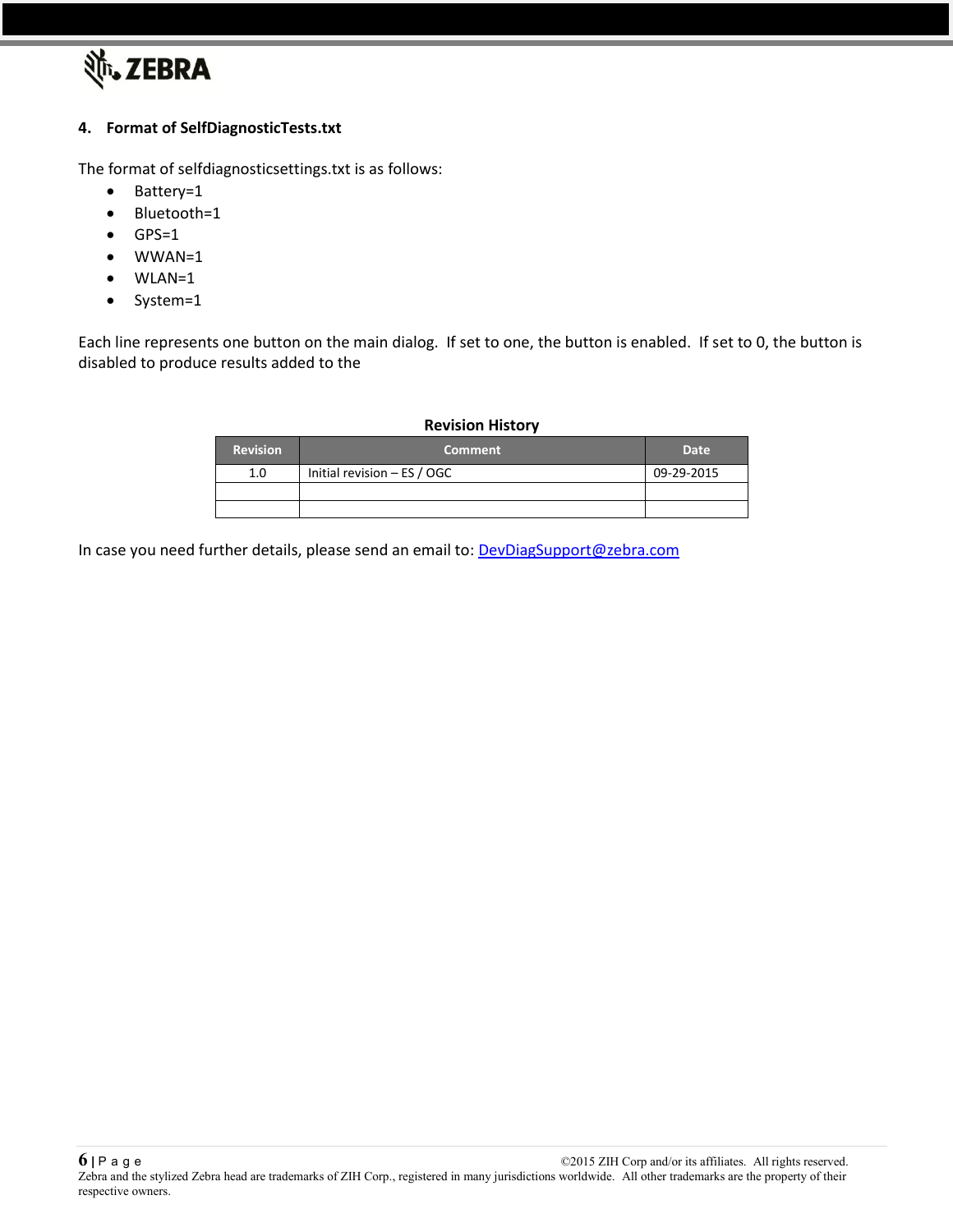## 4. Format of SelfDiagnosticTests.txt

The format of selfdiagnosticsettings.txt is as follows:

- Battery=1
- Bluetooth=1
- GPS=1
- WWAN=1
- WLAN=1
- System=1

Each line represents one button on the main dialog. If set to one, the button is enabled. If set to 0, the button is disabled to produce results added to the

**Revision History**

| Revision | Comment | Date |
|---|---|---|
| 1.0 | Initial revision – ES / OGC | 09-29-2015 |
| | | |
| | | |

In case you need further details, please send an email to: DevDiagSupport@zebra.com